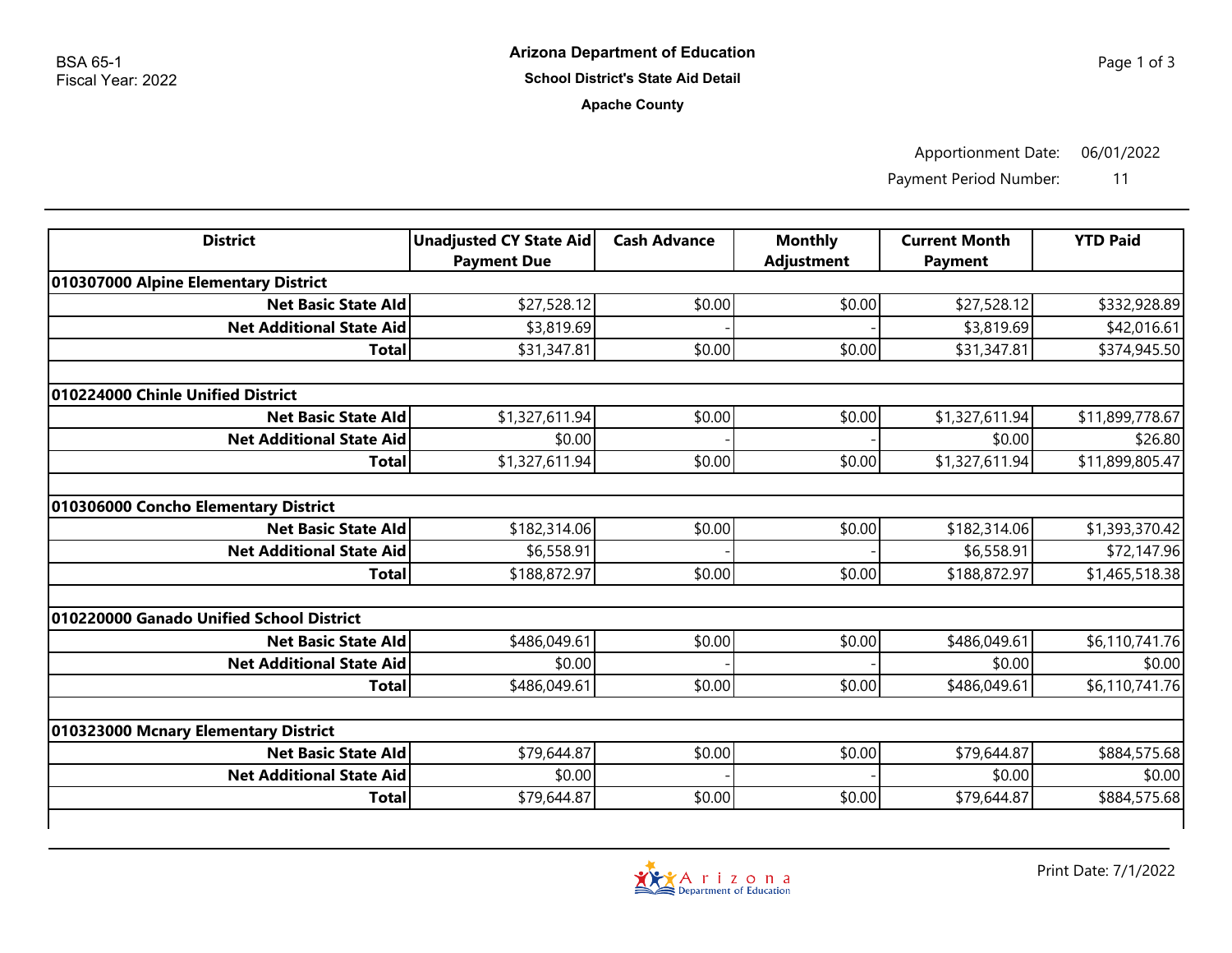BSA 65-1
Fiscal Year: 2022

**Arizona Department of Education**

**School District's State Aid Detail**

**Apache County**

Apportionment Date: 06/01/2022

Payment Period Number: 11

| District | Unadjusted CY State Aid Payment Due | Cash Advance | Monthly Adjustment | Current Month Payment | YTD Paid |
|---|---|---|---|---|---|
| **010307000 Alpine Elementary District** | | | | | |
| **Net Basic State AId** | $27,528.12 | $0.00 | $0.00 | $27,528.12 | $332,928.89 |
| **Net Additional State Aid** | $3,819.69 | - | - | $3,819.69 | $42,016.61 |
| **Total** | $31,347.81 | $0.00 | $0.00 | $31,347.81 | $374,945.50 |
| | | | | | |
| **010224000 Chinle Unified District** | | | | | |
| **Net Basic State AId** | $1,327,611.94 | $0.00 | $0.00 | $1,327,611.94 | $11,899,778.67 |
| **Net Additional State Aid** | $0.00 | - | - | $0.00 | $26.80 |
| **Total** | $1,327,611.94 | $0.00 | $0.00 | $1,327,611.94 | $11,899,805.47 |
| | | | | | |
| **010306000 Concho Elementary District** | | | | | |
| **Net Basic State AId** | $182,314.06 | $0.00 | $0.00 | $182,314.06 | $1,393,370.42 |
| **Net Additional State Aid** | $6,558.91 | - | - | $6,558.91 | $72,147.96 |
| **Total** | $188,872.97 | $0.00 | $0.00 | $188,872.97 | $1,465,518.38 |
| | | | | | |
| **010220000 Ganado Unified School District** | | | | | |
| **Net Basic State AId** | $486,049.61 | $0.00 | $0.00 | $486,049.61 | $6,110,741.76 |
| **Net Additional State Aid** | $0.00 | - | - | $0.00 | $0.00 |
| **Total** | $486,049.61 | $0.00 | $0.00 | $486,049.61 | $6,110,741.76 |
| | | | | | |
| **010323000 Mcnary Elementary District** | | | | | |
| **Net Basic State AId** | $79,644.87 | $0.00 | $0.00 | $79,644.87 | $884,575.68 |
| **Net Additional State Aid** | $0.00 | - | - | $0.00 | $0.00 |
| **Total** | $79,644.87 | $0.00 | $0.00 | $79,644.87 | $884,575.68 |

Print Date: 7/1/2022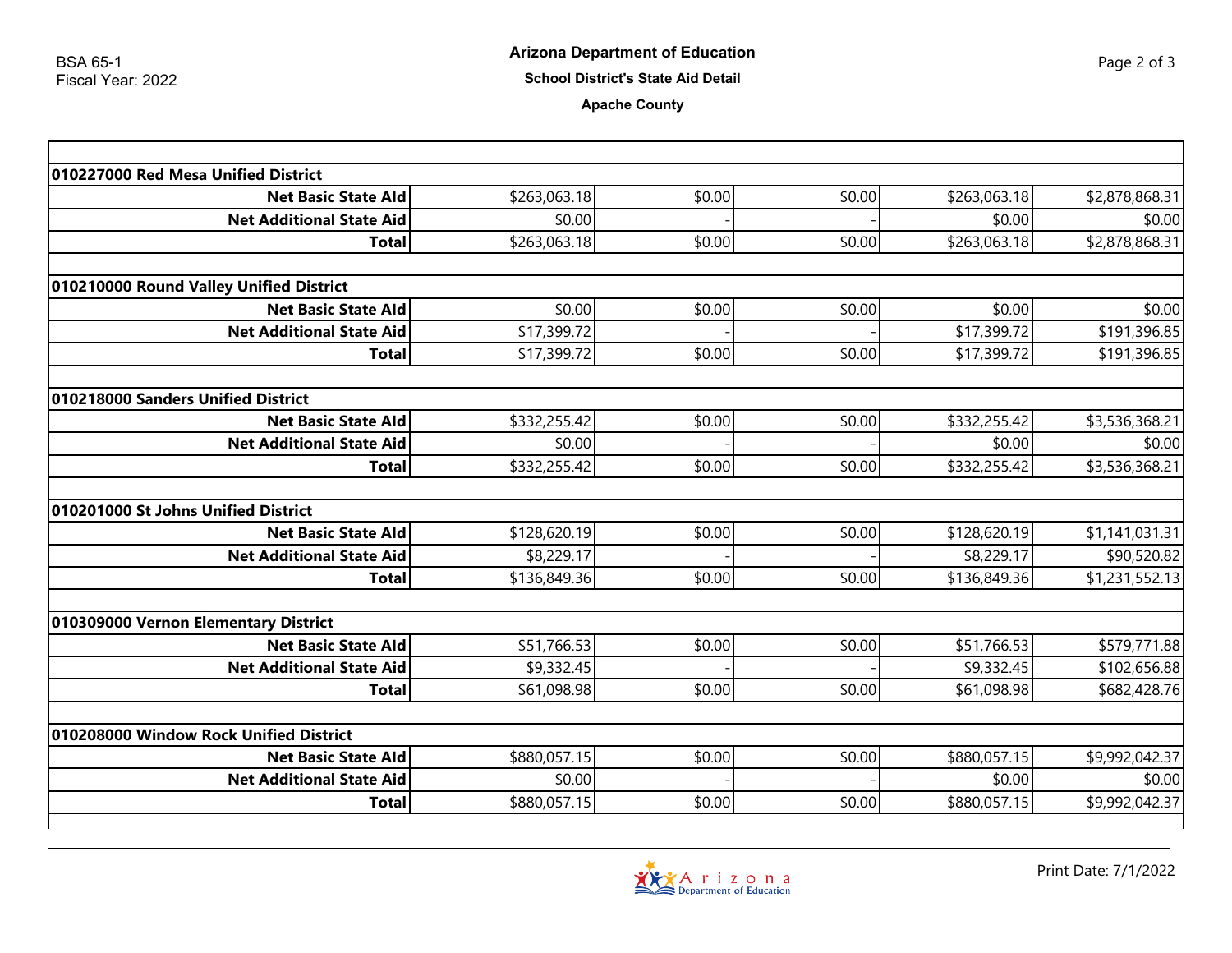**Arizona Department of Education**

**School District's State Aid Detail**

**Apache County**

BSA 65-1
Fiscal Year: 2022

| | | | | | |
|---|---|---|---|---|---|
| **010227000 Red Mesa Unified District** | | | | | |
| **Net Basic State AId** | $263,063.18 | $0.00 | $0.00 | $263,063.18 | $2,878,868.31 |
| **Net Additional State Aid** | $0.00 | - | - | $0.00 | $0.00 |
| **Total** | $263,063.18 | $0.00 | $0.00 | $263,063.18 | $2,878,868.31 |
| **010210000 Round Valley Unified District** | | | | | |
| **Net Basic State AId** | $0.00 | $0.00 | $0.00 | $0.00 | $0.00 |
| **Net Additional State Aid** | $17,399.72 | - | - | $17,399.72 | $191,396.85 |
| **Total** | $17,399.72 | $0.00 | $0.00 | $17,399.72 | $191,396.85 |
| **010218000 Sanders Unified District** | | | | | |
| **Net Basic State AId** | $332,255.42 | $0.00 | $0.00 | $332,255.42 | $3,536,368.21 |
| **Net Additional State Aid** | $0.00 | - | - | $0.00 | $0.00 |
| **Total** | $332,255.42 | $0.00 | $0.00 | $332,255.42 | $3,536,368.21 |
| **010201000 St Johns Unified District** | | | | | |
| **Net Basic State AId** | $128,620.19 | $0.00 | $0.00 | $128,620.19 | $1,141,031.31 |
| **Net Additional State Aid** | $8,229.17 | - | - | $8,229.17 | $90,520.82 |
| **Total** | $136,849.36 | $0.00 | $0.00 | $136,849.36 | $1,231,552.13 |
| **010309000 Vernon Elementary District** | | | | | |
| **Net Basic State AId** | $51,766.53 | $0.00 | $0.00 | $51,766.53 | $579,771.88 |
| **Net Additional State Aid** | $9,332.45 | - | - | $9,332.45 | $102,656.88 |
| **Total** | $61,098.98 | $0.00 | $0.00 | $61,098.98 | $682,428.76 |
| **010208000 Window Rock Unified District** | | | | | |
| **Net Basic State AId** | $880,057.15 | $0.00 | $0.00 | $880,057.15 | $9,992,042.37 |
| **Net Additional State Aid** | $0.00 | - | - | $0.00 | $0.00 |
| **Total** | $880,057.15 | $0.00 | $0.00 | $880,057.15 | $9,992,042.37 |

Print Date: 7/1/2022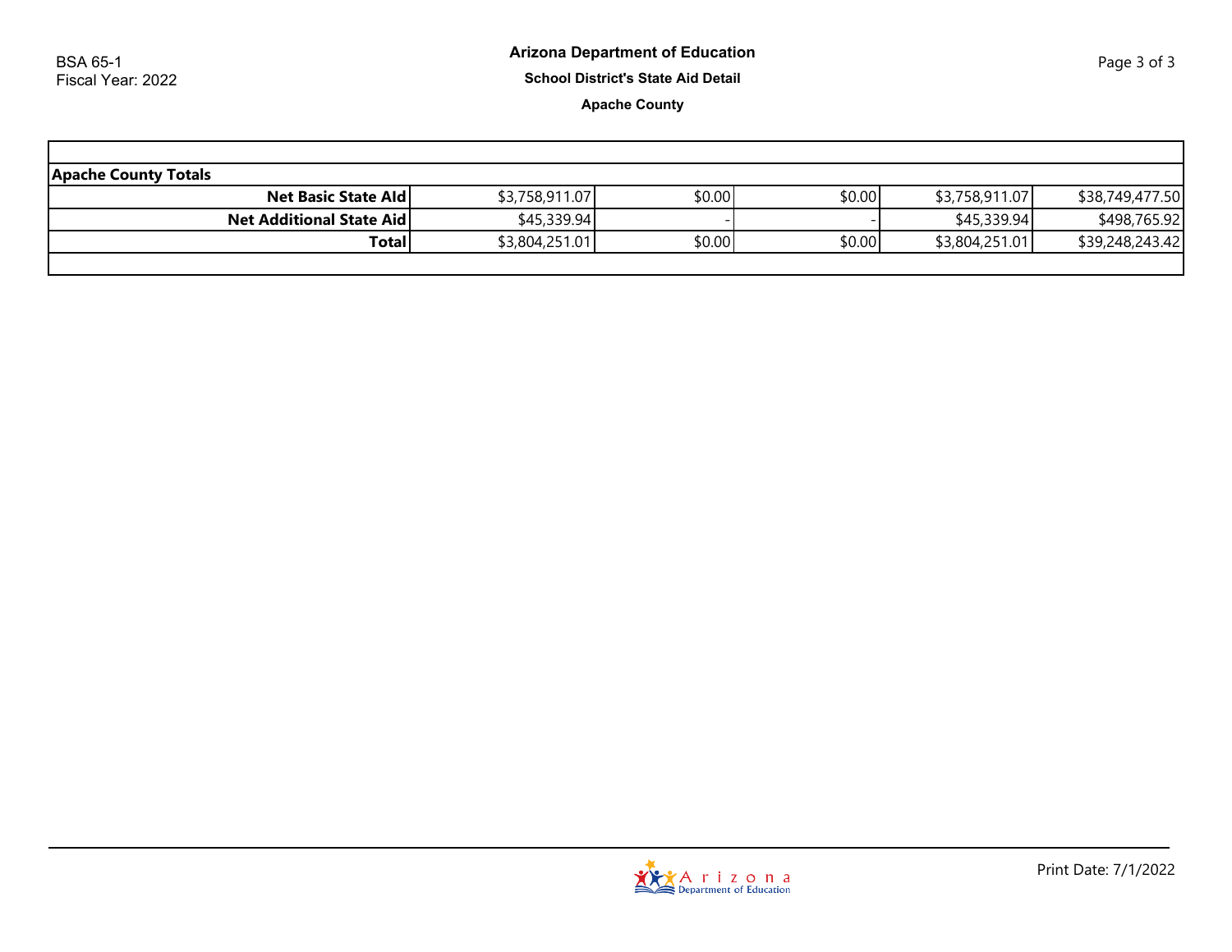Arizona Department of Education

School District's State Aid Detail

Apache County

| | | | | | |
|---|---|---|---|---|---|
| **Apache County Totals** | | | | | |
| **Net Basic State AId** | $3,758,911.07 | $0.00 | $0.00 | $3,758,911.07 | $38,749,477.50 |
| **Net Additional State Aid** | $45,339.94 | - | - | $45,339.94 | $498,765.92 |
| **Total** | $3,804,251.01 | $0.00 | $0.00 | $3,804,251.01 | $39,248,243.42 |